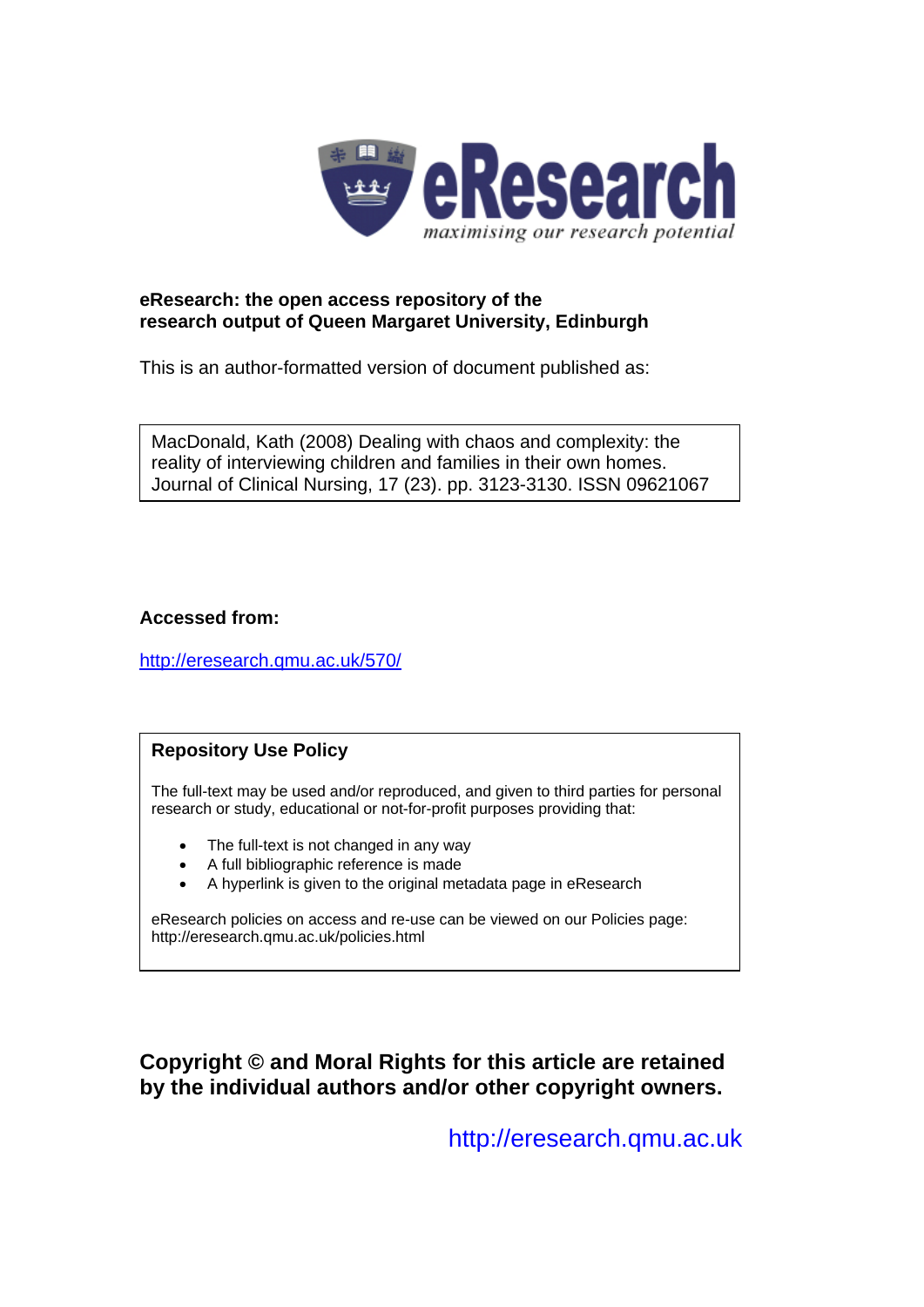# eResearch

*maximising our research potential*

**eResearch: the open access repository of the research output of Queen Margaret University, Edinburgh**

This is an author-formatted version of document published as:

MacDonald, Kath (2008) Dealing with chaos and complexity: the reality of interviewing children and families in their own homes. Journal of Clinical Nursing, 17 (23). pp. 3123-3130. ISSN 09621067

**Accessed from:**

http://eresearch.qmu.ac.uk/570/

**Repository Use Policy**

The full-text may be used and/or reproduced, and given to third parties for personal research or study, educational or not-for-profit purposes providing that:

- The full-text is not changed in any way
- A full bibliographic reference is made
- A hyperlink is given to the original metadata page in eResearch

eResearch policies on access and re-use can be viewed on our Policies page: http://eresearch.qmu.ac.uk/policies.html

**Copyright © and Moral Rights for this article are retained by the individual authors and/or other copyright owners.**

http://eresearch.qmu.ac.uk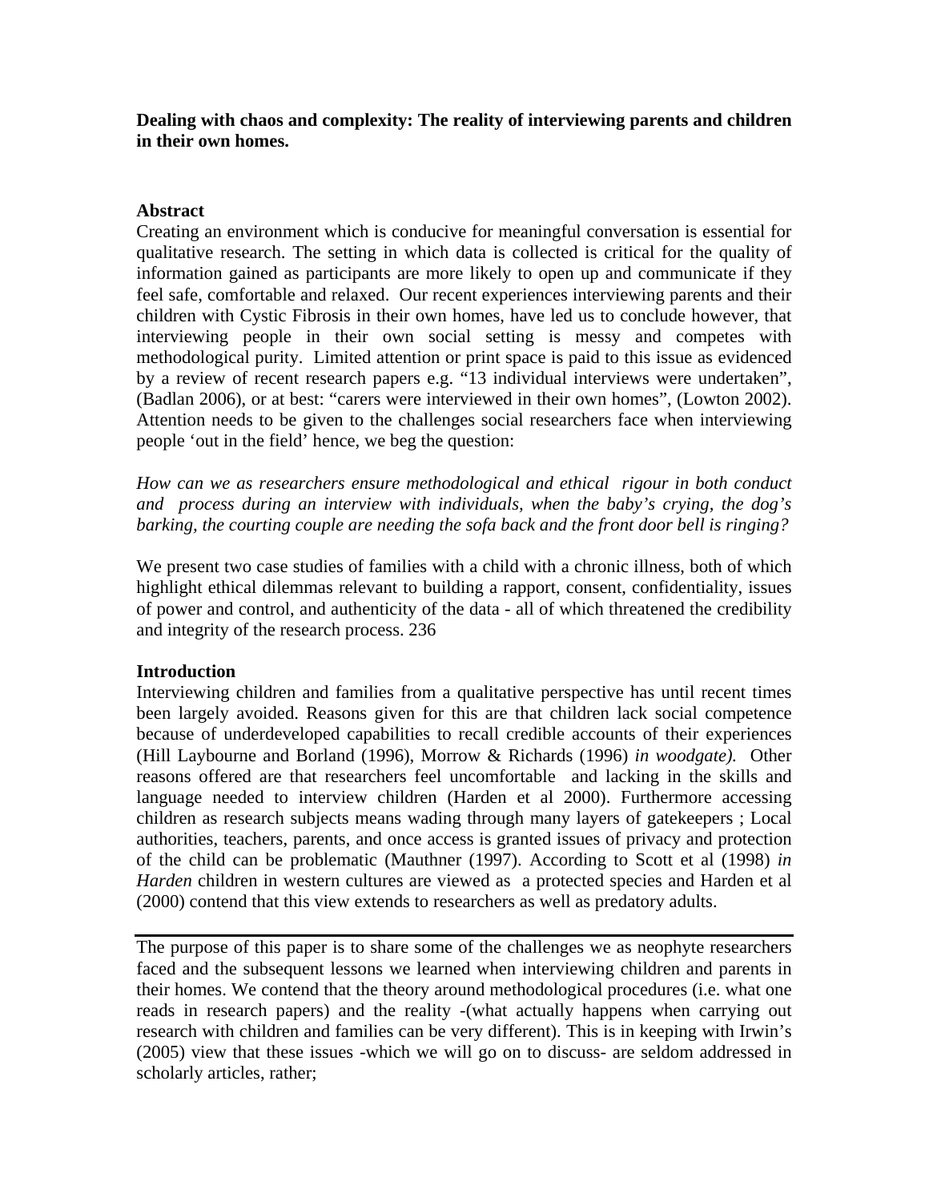**Dealing with chaos and complexity: The reality of interviewing parents and children in their own homes.**

**Abstract**

Creating an environment which is conducive for meaningful conversation is essential for qualitative research. The setting in which data is collected is critical for the quality of information gained as participants are more likely to open up and communicate if they feel safe, comfortable and relaxed. Our recent experiences interviewing parents and their children with Cystic Fibrosis in their own homes, have led us to conclude however, that interviewing people in their own social setting is messy and competes with methodological purity. Limited attention or print space is paid to this issue as evidenced by a review of recent research papers e.g. "13 individual interviews were undertaken", (Badlan 2006), or at best: "carers were interviewed in their own homes", (Lowton 2002). Attention needs to be given to the challenges social researchers face when interviewing people 'out in the field' hence, we beg the question:

*How can we as researchers ensure methodological and ethical rigour in both conduct and process during an interview with individuals, when the baby's crying, the dog's barking, the courting couple are needing the sofa back and the front door bell is ringing?*

We present two case studies of families with a child with a chronic illness, both of which highlight ethical dilemmas relevant to building a rapport, consent, confidentiality, issues of power and control, and authenticity of the data - all of which threatened the credibility and integrity of the research process. 236

**Introduction**

Interviewing children and families from a qualitative perspective has until recent times been largely avoided. Reasons given for this are that children lack social competence because of underdeveloped capabilities to recall credible accounts of their experiences (Hill Laybourne and Borland (1996), Morrow & Richards (1996) *in woodgate).* Other reasons offered are that researchers feel uncomfortable and lacking in the skills and language needed to interview children (Harden et al 2000). Furthermore accessing children as research subjects means wading through many layers of gatekeepers ; Local authorities, teachers, parents, and once access is granted issues of privacy and protection of the child can be problematic (Mauthner (1997). According to Scott et al (1998) *in Harden* children in western cultures are viewed as a protected species and Harden et al (2000) contend that this view extends to researchers as well as predatory adults.

The purpose of this paper is to share some of the challenges we as neophyte researchers faced and the subsequent lessons we learned when interviewing children and parents in their homes. We contend that the theory around methodological procedures (i.e. what one reads in research papers) and the reality -(what actually happens when carrying out research with children and families can be very different). This is in keeping with Irwin's (2005) view that these issues -which we will go on to discuss- are seldom addressed in scholarly articles, rather;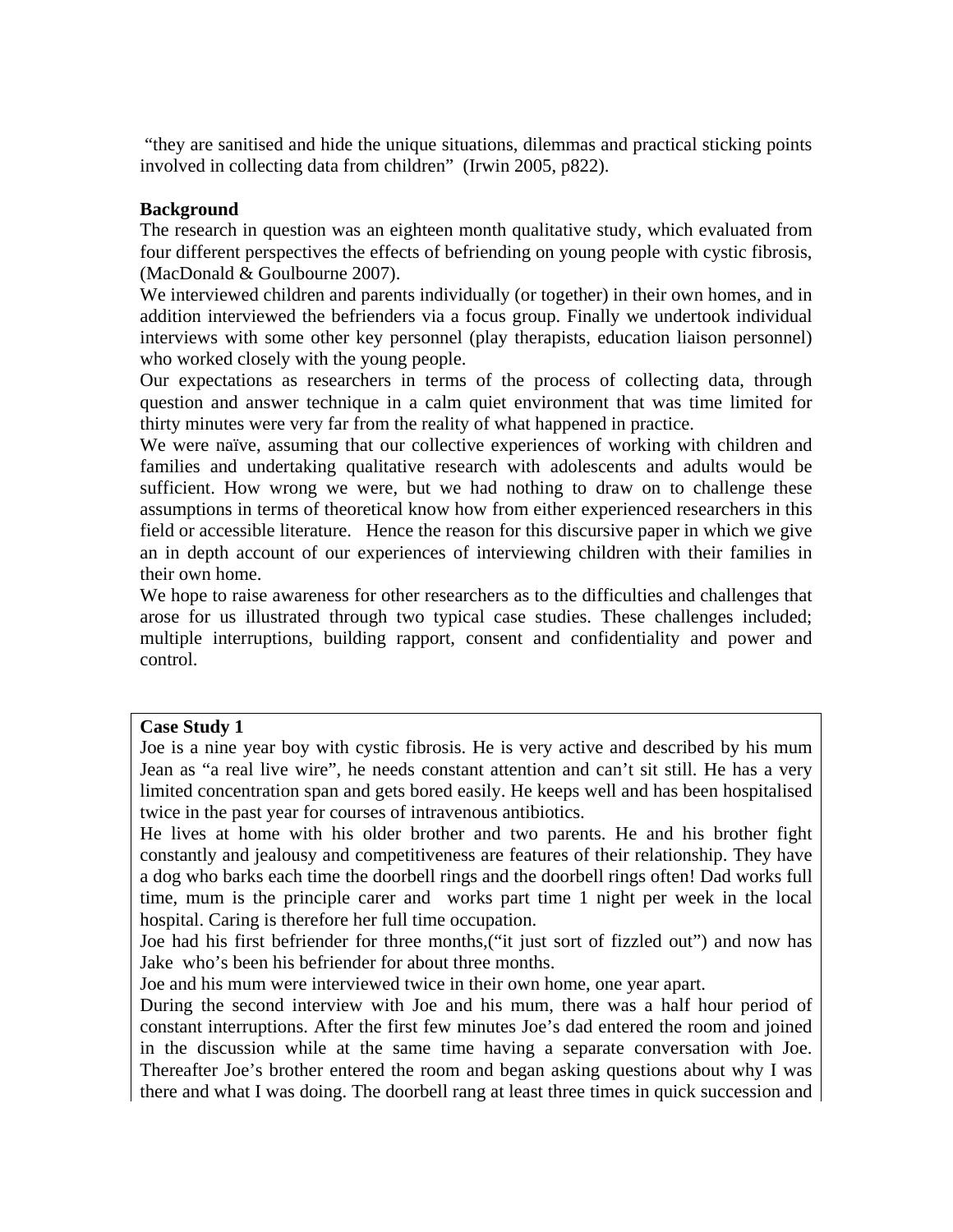"they are sanitised and hide the unique situations, dilemmas and practical sticking points involved in collecting data from children" (Irwin 2005, p822).

**Background**

The research in question was an eighteen month qualitative study, which evaluated from four different perspectives the effects of befriending on young people with cystic fibrosis, (MacDonald & Goulbourne 2007).

We interviewed children and parents individually (or together) in their own homes, and in addition interviewed the befrienders via a focus group. Finally we undertook individual interviews with some other key personnel (play therapists, education liaison personnel) who worked closely with the young people.

Our expectations as researchers in terms of the process of collecting data, through question and answer technique in a calm quiet environment that was time limited for thirty minutes were very far from the reality of what happened in practice.

We were naïve, assuming that our collective experiences of working with children and families and undertaking qualitative research with adolescents and adults would be sufficient. How wrong we were, but we had nothing to draw on to challenge these assumptions in terms of theoretical know how from either experienced researchers in this field or accessible literature. Hence the reason for this discursive paper in which we give an in depth account of our experiences of interviewing children with their families in their own home.

We hope to raise awareness for other researchers as to the difficulties and challenges that arose for us illustrated through two typical case studies. These challenges included; multiple interruptions, building rapport, consent and confidentiality and power and control.

**Case Study 1**

Joe is a nine year boy with cystic fibrosis. He is very active and described by his mum Jean as "a real live wire", he needs constant attention and can't sit still. He has a very limited concentration span and gets bored easily. He keeps well and has been hospitalised twice in the past year for courses of intravenous antibiotics.

He lives at home with his older brother and two parents. He and his brother fight constantly and jealousy and competitiveness are features of their relationship. They have a dog who barks each time the doorbell rings and the doorbell rings often! Dad works full time, mum is the principle carer and works part time 1 night per week in the local hospital. Caring is therefore her full time occupation.

Joe had his first befriender for three months,("it just sort of fizzled out") and now has Jake who's been his befriender for about three months.

Joe and his mum were interviewed twice in their own home, one year apart.

During the second interview with Joe and his mum, there was a half hour period of constant interruptions. After the first few minutes Joe's dad entered the room and joined in the discussion while at the same time having a separate conversation with Joe. Thereafter Joe's brother entered the room and began asking questions about why I was there and what I was doing. The doorbell rang at least three times in quick succession and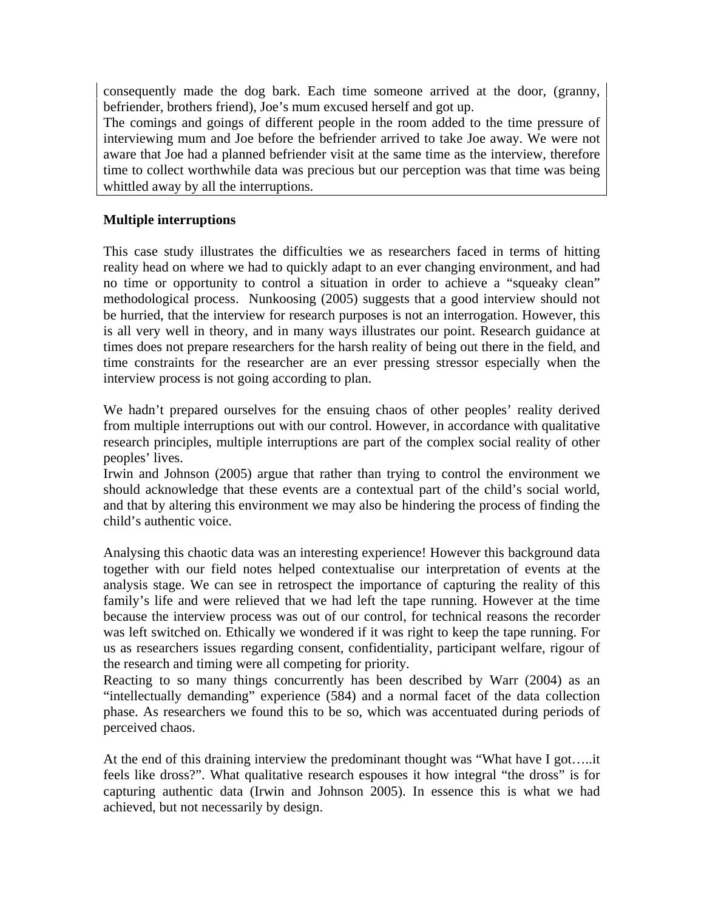consequently made the dog bark. Each time someone arrived at the door, (granny, befriender, brothers friend), Joe's mum excused herself and got up.
The comings and goings of different people in the room added to the time pressure of interviewing mum and Joe before the befriender arrived to take Joe away. We were not aware that Joe had a planned befriender visit at the same time as the interview, therefore time to collect worthwhile data was precious but our perception was that time was being whittled away by all the interruptions.

**Multiple interruptions**

This case study illustrates the difficulties we as researchers faced in terms of hitting reality head on where we had to quickly adapt to an ever changing environment, and had no time or opportunity to control a situation in order to achieve a "squeaky clean" methodological process. Nunkoosing (2005) suggests that a good interview should not be hurried, that the interview for research purposes is not an interrogation. However, this is all very well in theory, and in many ways illustrates our point. Research guidance at times does not prepare researchers for the harsh reality of being out there in the field, and time constraints for the researcher are an ever pressing stressor especially when the interview process is not going according to plan.

We hadn't prepared ourselves for the ensuing chaos of other peoples' reality derived from multiple interruptions out with our control. However, in accordance with qualitative research principles, multiple interruptions are part of the complex social reality of other peoples' lives.
Irwin and Johnson (2005) argue that rather than trying to control the environment we should acknowledge that these events are a contextual part of the child's social world, and that by altering this environment we may also be hindering the process of finding the child's authentic voice.

Analysing this chaotic data was an interesting experience! However this background data together with our field notes helped contextualise our interpretation of events at the analysis stage. We can see in retrospect the importance of capturing the reality of this family's life and were relieved that we had left the tape running. However at the time because the interview process was out of our control, for technical reasons the recorder was left switched on. Ethically we wondered if it was right to keep the tape running. For us as researchers issues regarding consent, confidentiality, participant welfare, rigour of the research and timing were all competing for priority.
Reacting to so many things concurrently has been described by Warr (2004) as an "intellectually demanding" experience (584) and a normal facet of the data collection phase. As researchers we found this to be so, which was accentuated during periods of perceived chaos.

At the end of this draining interview the predominant thought was "What have I got…..it feels like dross?". What qualitative research espouses it how integral "the dross" is for capturing authentic data (Irwin and Johnson 2005). In essence this is what we had achieved, but not necessarily by design.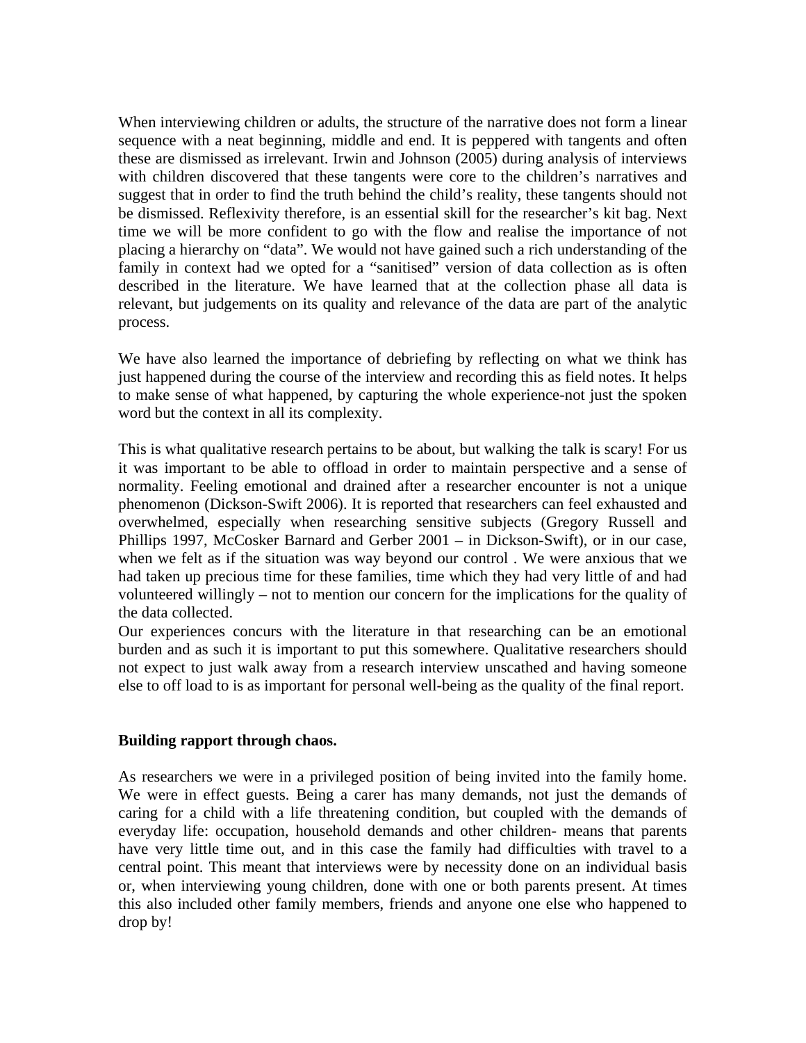When interviewing children or adults, the structure of the narrative does not form a linear sequence with a neat beginning, middle and end. It is peppered with tangents and often these are dismissed as irrelevant. Irwin and Johnson (2005) during analysis of interviews with children discovered that these tangents were core to the children's narratives and suggest that in order to find the truth behind the child's reality, these tangents should not be dismissed. Reflexivity therefore, is an essential skill for the researcher's kit bag. Next time we will be more confident to go with the flow and realise the importance of not placing a hierarchy on "data". We would not have gained such a rich understanding of the family in context had we opted for a "sanitised" version of data collection as is often described in the literature. We have learned that at the collection phase all data is relevant, but judgements on its quality and relevance of the data are part of the analytic process.

We have also learned the importance of debriefing by reflecting on what we think has just happened during the course of the interview and recording this as field notes. It helps to make sense of what happened, by capturing the whole experience-not just the spoken word but the context in all its complexity.

This is what qualitative research pertains to be about, but walking the talk is scary! For us it was important to be able to offload in order to maintain perspective and a sense of normality. Feeling emotional and drained after a researcher encounter is not a unique phenomenon (Dickson-Swift 2006). It is reported that researchers can feel exhausted and overwhelmed, especially when researching sensitive subjects (Gregory Russell and Phillips 1997, McCosker Barnard and Gerber 2001 – in Dickson-Swift), or in our case, when we felt as if the situation was way beyond our control . We were anxious that we had taken up precious time for these families, time which they had very little of and had volunteered willingly – not to mention our concern for the implications for the quality of the data collected.

Our experiences concurs with the literature in that researching can be an emotional burden and as such it is important to put this somewhere. Qualitative researchers should not expect to just walk away from a research interview unscathed and having someone else to off load to is as important for personal well-being as the quality of the final report.

**Building rapport through chaos.**

As researchers we were in a privileged position of being invited into the family home. We were in effect guests. Being a carer has many demands, not just the demands of caring for a child with a life threatening condition, but coupled with the demands of everyday life: occupation, household demands and other children- means that parents have very little time out, and in this case the family had difficulties with travel to a central point. This meant that interviews were by necessity done on an individual basis or, when interviewing young children, done with one or both parents present. At times this also included other family members, friends and anyone one else who happened to drop by!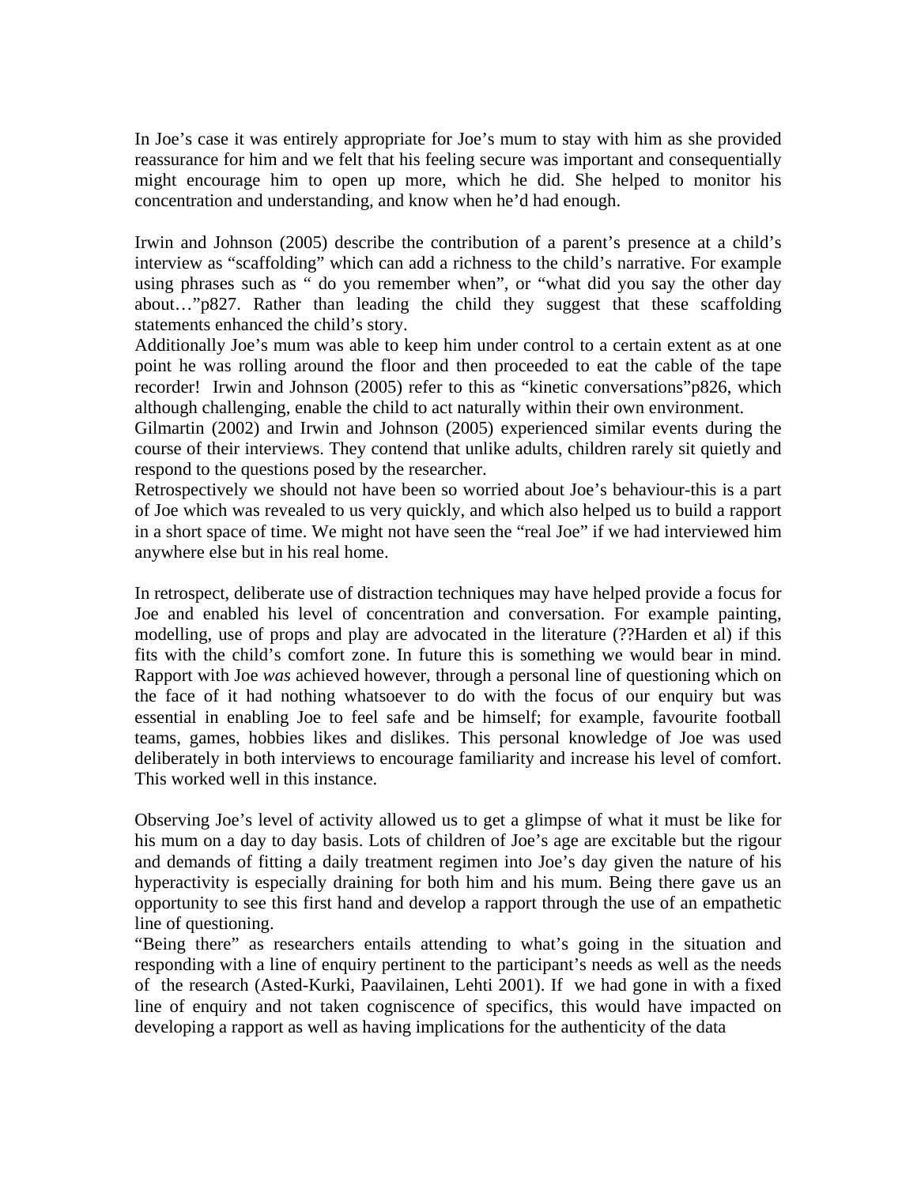In Joe's case it was entirely appropriate for Joe's mum to stay with him as she provided reassurance for him and we felt that his feeling secure was important and consequentially might encourage him to open up more, which he did. She helped to monitor his concentration and understanding, and know when he'd had enough.

Irwin and Johnson (2005) describe the contribution of a parent's presence at a child's interview as "scaffolding" which can add a richness to the child's narrative. For example using phrases such as " do you remember when", or "what did you say the other day about…"p827. Rather than leading the child they suggest that these scaffolding statements enhanced the child's story.
Additionally Joe's mum was able to keep him under control to a certain extent as at one point he was rolling around the floor and then proceeded to eat the cable of the tape recorder! Irwin and Johnson (2005) refer to this as "kinetic conversations"p826, which although challenging, enable the child to act naturally within their own environment.
Gilmartin (2002) and Irwin and Johnson (2005) experienced similar events during the course of their interviews. They contend that unlike adults, children rarely sit quietly and respond to the questions posed by the researcher.
Retrospectively we should not have been so worried about Joe's behaviour-this is a part of Joe which was revealed to us very quickly, and which also helped us to build a rapport in a short space of time. We might not have seen the "real Joe" if we had interviewed him anywhere else but in his real home.

In retrospect, deliberate use of distraction techniques may have helped provide a focus for Joe and enabled his level of concentration and conversation. For example painting, modelling, use of props and play are advocated in the literature (??Harden et al) if this fits with the child's comfort zone. In future this is something we would bear in mind. Rapport with Joe *was* achieved however, through a personal line of questioning which on the face of it had nothing whatsoever to do with the focus of our enquiry but was essential in enabling Joe to feel safe and be himself; for example, favourite football teams, games, hobbies likes and dislikes. This personal knowledge of Joe was used deliberately in both interviews to encourage familiarity and increase his level of comfort. This worked well in this instance.

Observing Joe's level of activity allowed us to get a glimpse of what it must be like for his mum on a day to day basis. Lots of children of Joe's age are excitable but the rigour and demands of fitting a daily treatment regimen into Joe's day given the nature of his hyperactivity is especially draining for both him and his mum. Being there gave us an opportunity to see this first hand and develop a rapport through the use of an empathetic line of questioning.
"Being there" as researchers entails attending to what's going in the situation and responding with a line of enquiry pertinent to the participant's needs as well as the needs of the research (Asted-Kurki, Paavilainen, Lehti 2001). If we had gone in with a fixed line of enquiry and not taken cogniscence of specifics, this would have impacted on developing a rapport as well as having implications for the authenticity of the data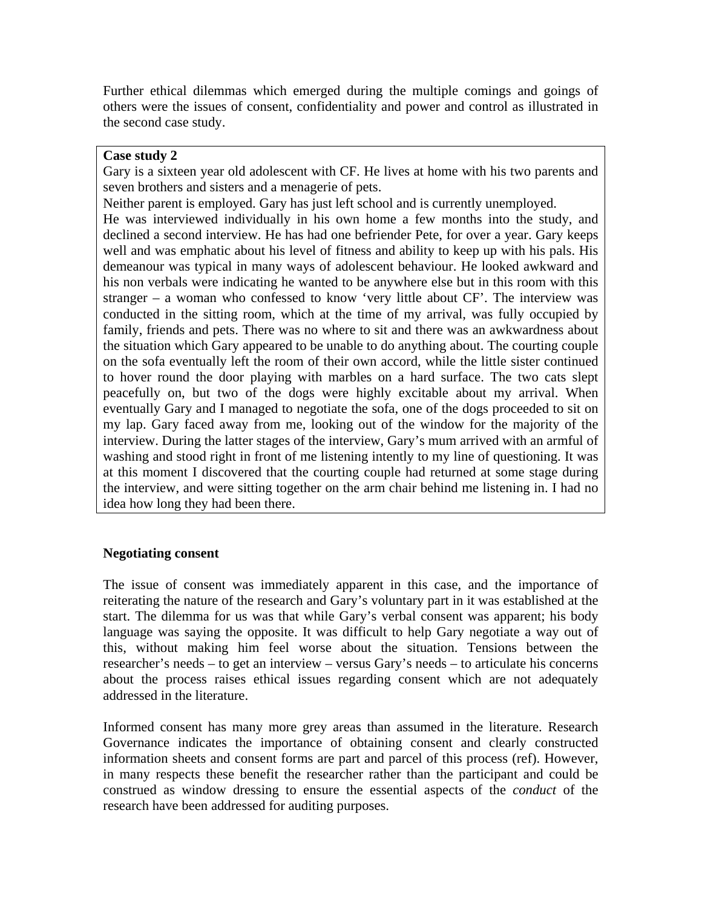Further ethical dilemmas which emerged during the multiple comings and goings of others were the issues of consent, confidentiality and power and control as illustrated in the second case study.

**Case study 2**

Gary is a sixteen year old adolescent with CF. He lives at home with his two parents and seven brothers and sisters and a menagerie of pets.

Neither parent is employed. Gary has just left school and is currently unemployed.

He was interviewed individually in his own home a few months into the study, and declined a second interview. He has had one befriender Pete, for over a year. Gary keeps well and was emphatic about his level of fitness and ability to keep up with his pals. His demeanour was typical in many ways of adolescent behaviour. He looked awkward and his non verbals were indicating he wanted to be anywhere else but in this room with this stranger – a woman who confessed to know 'very little about CF'. The interview was conducted in the sitting room, which at the time of my arrival, was fully occupied by family, friends and pets. There was no where to sit and there was an awkwardness about the situation which Gary appeared to be unable to do anything about. The courting couple on the sofa eventually left the room of their own accord, while the little sister continued to hover round the door playing with marbles on a hard surface. The two cats slept peacefully on, but two of the dogs were highly excitable about my arrival. When eventually Gary and I managed to negotiate the sofa, one of the dogs proceeded to sit on my lap. Gary faced away from me, looking out of the window for the majority of the interview. During the latter stages of the interview, Gary's mum arrived with an armful of washing and stood right in front of me listening intently to my line of questioning. It was at this moment I discovered that the courting couple had returned at some stage during the interview, and were sitting together on the arm chair behind me listening in. I had no idea how long they had been there.

### Negotiating consent

The issue of consent was immediately apparent in this case, and the importance of reiterating the nature of the research and Gary's voluntary part in it was established at the start. The dilemma for us was that while Gary's verbal consent was apparent; his body language was saying the opposite. It was difficult to help Gary negotiate a way out of this, without making him feel worse about the situation. Tensions between the researcher's needs – to get an interview – versus Gary's needs – to articulate his concerns about the process raises ethical issues regarding consent which are not adequately addressed in the literature.

Informed consent has many more grey areas than assumed in the literature. Research Governance indicates the importance of obtaining consent and clearly constructed information sheets and consent forms are part and parcel of this process (ref). However, in many respects these benefit the researcher rather than the participant and could be construed as window dressing to ensure the essential aspects of the *conduct* of the research have been addressed for auditing purposes.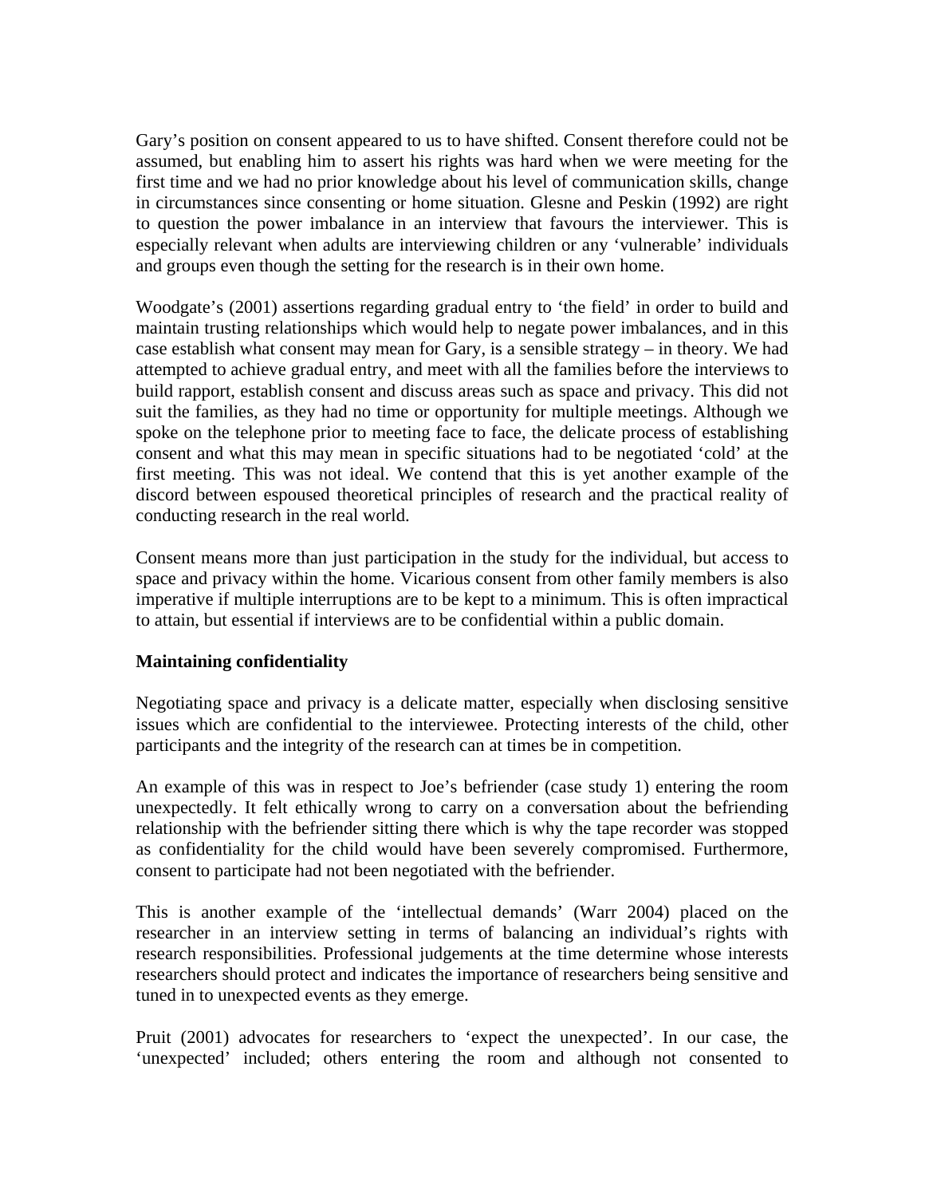Gary's position on consent appeared to us to have shifted. Consent therefore could not be assumed, but enabling him to assert his rights was hard when we were meeting for the first time and we had no prior knowledge about his level of communication skills, change in circumstances since consenting or home situation. Glesne and Peskin (1992) are right to question the power imbalance in an interview that favours the interviewer. This is especially relevant when adults are interviewing children or any 'vulnerable' individuals and groups even though the setting for the research is in their own home.

Woodgate's (2001) assertions regarding gradual entry to 'the field' in order to build and maintain trusting relationships which would help to negate power imbalances, and in this case establish what consent may mean for Gary, is a sensible strategy – in theory. We had attempted to achieve gradual entry, and meet with all the families before the interviews to build rapport, establish consent and discuss areas such as space and privacy. This did not suit the families, as they had no time or opportunity for multiple meetings. Although we spoke on the telephone prior to meeting face to face, the delicate process of establishing consent and what this may mean in specific situations had to be negotiated 'cold' at the first meeting. This was not ideal. We contend that this is yet another example of the discord between espoused theoretical principles of research and the practical reality of conducting research in the real world.

Consent means more than just participation in the study for the individual, but access to space and privacy within the home. Vicarious consent from other family members is also imperative if multiple interruptions are to be kept to a minimum. This is often impractical to attain, but essential if interviews are to be confidential within a public domain.

**Maintaining confidentiality**

Negotiating space and privacy is a delicate matter, especially when disclosing sensitive issues which are confidential to the interviewee. Protecting interests of the child, other participants and the integrity of the research can at times be in competition.

An example of this was in respect to Joe's befriender (case study 1) entering the room unexpectedly. It felt ethically wrong to carry on a conversation about the befriending relationship with the befriender sitting there which is why the tape recorder was stopped as confidentiality for the child would have been severely compromised. Furthermore, consent to participate had not been negotiated with the befriender.

This is another example of the 'intellectual demands' (Warr 2004) placed on the researcher in an interview setting in terms of balancing an individual's rights with research responsibilities. Professional judgements at the time determine whose interests researchers should protect and indicates the importance of researchers being sensitive and tuned in to unexpected events as they emerge.

Pruit (2001) advocates for researchers to 'expect the unexpected'. In our case, the 'unexpected' included; others entering the room and although not consented to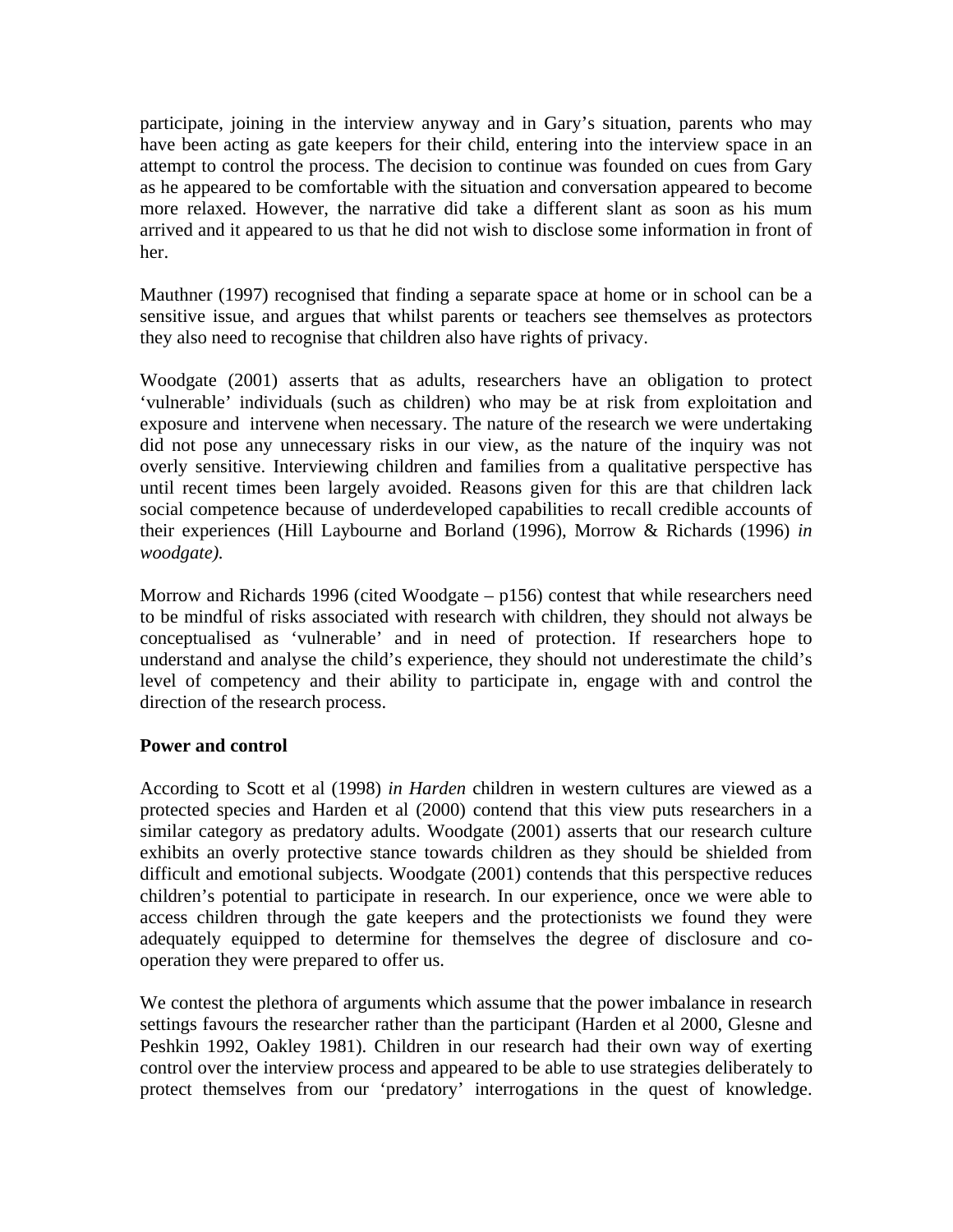participate, joining in the interview anyway and in Gary's situation, parents who may have been acting as gate keepers for their child, entering into the interview space in an attempt to control the process. The decision to continue was founded on cues from Gary as he appeared to be comfortable with the situation and conversation appeared to become more relaxed. However, the narrative did take a different slant as soon as his mum arrived and it appeared to us that he did not wish to disclose some information in front of her.

Mauthner (1997) recognised that finding a separate space at home or in school can be a sensitive issue, and argues that whilst parents or teachers see themselves as protectors they also need to recognise that children also have rights of privacy.

Woodgate (2001) asserts that as adults, researchers have an obligation to protect 'vulnerable' individuals (such as children) who may be at risk from exploitation and exposure and intervene when necessary. The nature of the research we were undertaking did not pose any unnecessary risks in our view, as the nature of the inquiry was not overly sensitive. Interviewing children and families from a qualitative perspective has until recent times been largely avoided. Reasons given for this are that children lack social competence because of underdeveloped capabilities to recall credible accounts of their experiences (Hill Laybourne and Borland (1996), Morrow & Richards (1996) *in woodgate).*

Morrow and Richards 1996 (cited Woodgate – p156) contest that while researchers need to be mindful of risks associated with research with children, they should not always be conceptualised as 'vulnerable' and in need of protection. If researchers hope to understand and analyse the child's experience, they should not underestimate the child's level of competency and their ability to participate in, engage with and control the direction of the research process.

**Power and control**

According to Scott et al (1998) *in Harden* children in western cultures are viewed as a protected species and Harden et al (2000) contend that this view puts researchers in a similar category as predatory adults. Woodgate (2001) asserts that our research culture exhibits an overly protective stance towards children as they should be shielded from difficult and emotional subjects. Woodgate (2001) contends that this perspective reduces children's potential to participate in research. In our experience, once we were able to access children through the gate keepers and the protectionists we found they were adequately equipped to determine for themselves the degree of disclosure and co-operation they were prepared to offer us.

We contest the plethora of arguments which assume that the power imbalance in research settings favours the researcher rather than the participant (Harden et al 2000, Glesne and Peshkin 1992, Oakley 1981). Children in our research had their own way of exerting control over the interview process and appeared to be able to use strategies deliberately to protect themselves from our 'predatory' interrogations in the quest of knowledge.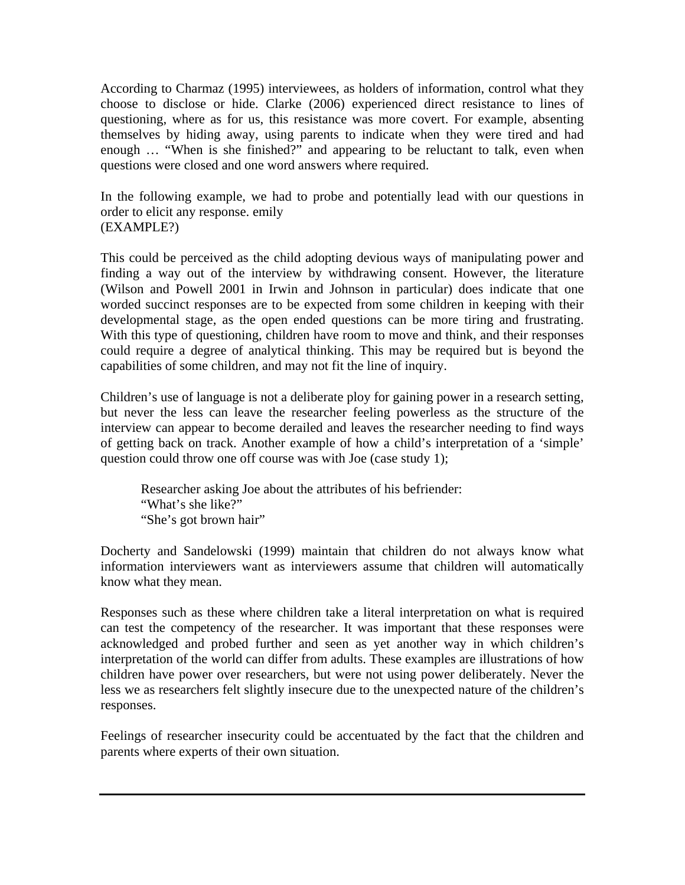According to Charmaz (1995) interviewees, as holders of information, control what they choose to disclose or hide. Clarke (2006) experienced direct resistance to lines of questioning, where as for us, this resistance was more covert. For example, absenting themselves by hiding away, using parents to indicate when they were tired and had enough … "When is she finished?" and appearing to be reluctant to talk, even when questions were closed and one word answers where required.

In the following example, we had to probe and potentially lead with our questions in order to elicit any response. emily
(EXAMPLE?)

This could be perceived as the child adopting devious ways of manipulating power and finding a way out of the interview by withdrawing consent. However, the literature (Wilson and Powell 2001 in Irwin and Johnson in particular) does indicate that one worded succinct responses are to be expected from some children in keeping with their developmental stage, as the open ended questions can be more tiring and frustrating. With this type of questioning, children have room to move and think, and their responses could require a degree of analytical thinking. This may be required but is beyond the capabilities of some children, and may not fit the line of inquiry.

Children's use of language is not a deliberate ploy for gaining power in a research setting, but never the less can leave the researcher feeling powerless as the structure of the interview can appear to become derailed and leaves the researcher needing to find ways of getting back on track. Another example of how a child's interpretation of a 'simple' question could throw one off course was with Joe (case study 1);

> Researcher asking Joe about the attributes of his befriender:
> "What's she like?"
> "She's got brown hair"

Docherty and Sandelowski (1999) maintain that children do not always know what information interviewers want as interviewers assume that children will automatically know what they mean.

Responses such as these where children take a literal interpretation on what is required can test the competency of the researcher. It was important that these responses were acknowledged and probed further and seen as yet another way in which children's interpretation of the world can differ from adults. These examples are illustrations of how children have power over researchers, but were not using power deliberately. Never the less we as researchers felt slightly insecure due to the unexpected nature of the children's responses.

Feelings of researcher insecurity could be accentuated by the fact that the children and parents where experts of their own situation.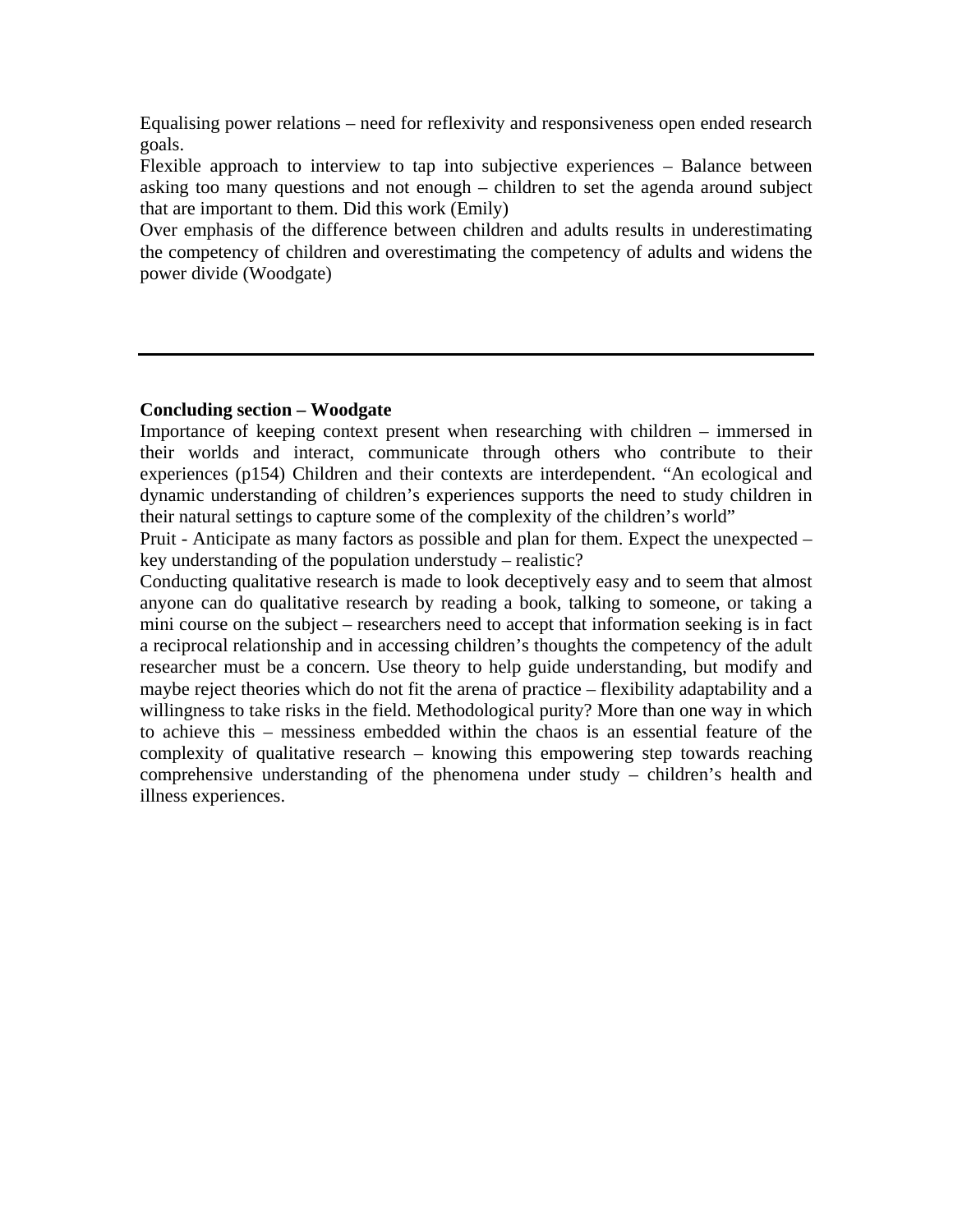Equalising power relations – need for reflexivity and responsiveness open ended research goals.

Flexible approach to interview to tap into subjective experiences – Balance between asking too many questions and not enough – children to set the agenda around subject that are important to them. Did this work (Emily)

Over emphasis of the difference between children and adults results in underestimating the competency of children and overestimating the competency of adults and widens the power divide (Woodgate)

---

**Concluding section – Woodgate**

Importance of keeping context present when researching with children – immersed in their worlds and interact, communicate through others who contribute to their experiences (p154) Children and their contexts are interdependent. "An ecological and dynamic understanding of children's experiences supports the need to study children in their natural settings to capture some of the complexity of the children's world"

Pruit - Anticipate as many factors as possible and plan for them. Expect the unexpected – key understanding of the population understudy – realistic?

Conducting qualitative research is made to look deceptively easy and to seem that almost anyone can do qualitative research by reading a book, talking to someone, or taking a mini course on the subject – researchers need to accept that information seeking is in fact a reciprocal relationship and in accessing children's thoughts the competency of the adult researcher must be a concern. Use theory to help guide understanding, but modify and maybe reject theories which do not fit the arena of practice – flexibility adaptability and a willingness to take risks in the field. Methodological purity? More than one way in which to achieve this – messiness embedded within the chaos is an essential feature of the complexity of qualitative research – knowing this empowering step towards reaching comprehensive understanding of the phenomena under study – children's health and illness experiences.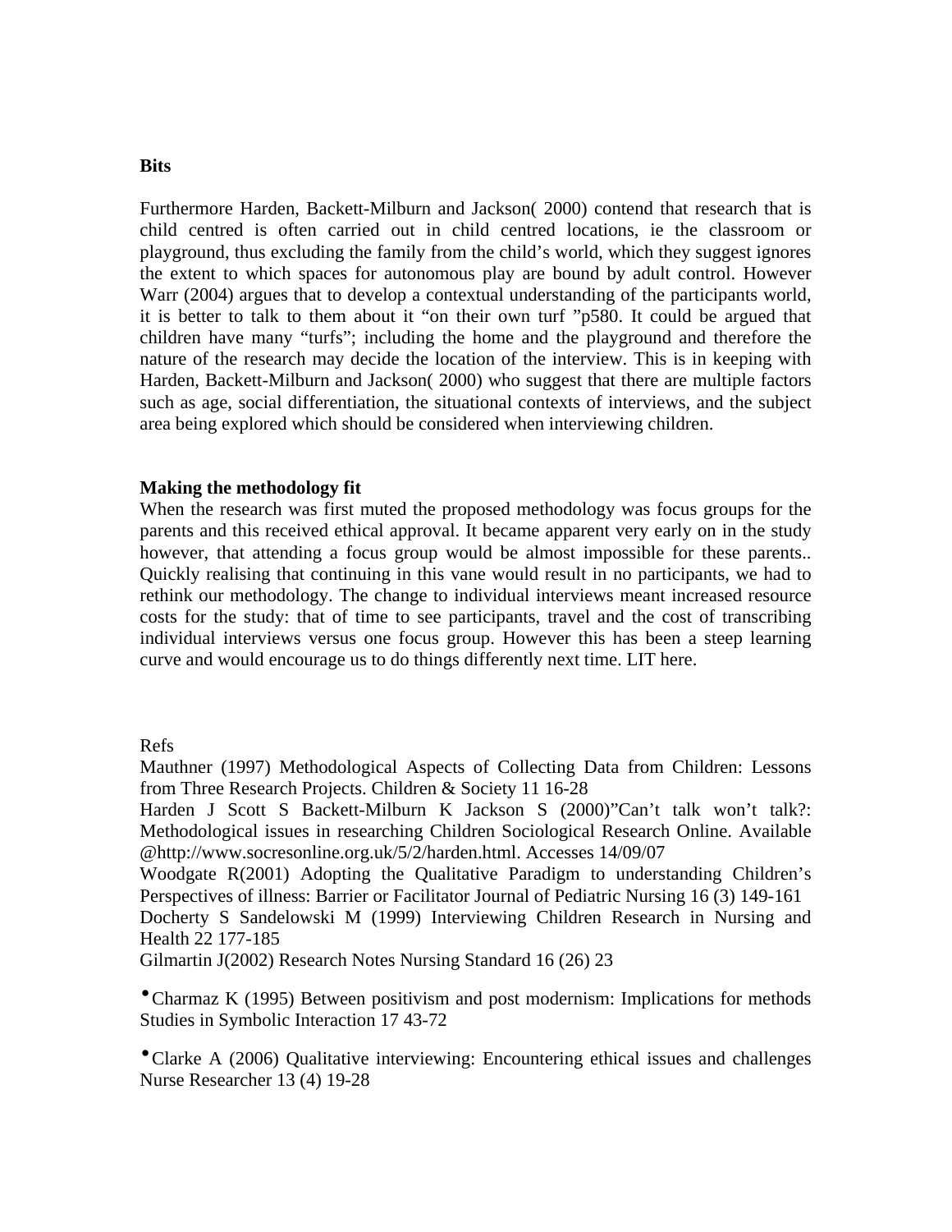**Bits**

Furthermore Harden, Backett-Milburn and Jackson( 2000) contend that research that is child centred is often carried out in child centred locations, ie the classroom or playground, thus excluding the family from the child's world, which they suggest ignores the extent to which spaces for autonomous play are bound by adult control. However Warr (2004) argues that to develop a contextual understanding of the participants world, it is better to talk to them about it "on their own turf "p580. It could be argued that children have many "turfs"; including the home and the playground and therefore the nature of the research may decide the location of the interview. This is in keeping with Harden, Backett-Milburn and Jackson( 2000) who suggest that there are multiple factors such as age, social differentiation, the situational contexts of interviews, and the subject area being explored which should be considered when interviewing children.

**Making the methodology fit**

When the research was first muted the proposed methodology was focus groups for the parents and this received ethical approval. It became apparent very early on in the study however, that attending a focus group would be almost impossible for these parents.. Quickly realising that continuing in this vane would result in no participants, we had to rethink our methodology. The change to individual interviews meant increased resource costs for the study: that of time to see participants, travel and the cost of transcribing individual interviews versus one focus group. However this has been a steep learning curve and would encourage us to do things differently next time. LIT here.

Refs

Mauthner (1997) Methodological Aspects of Collecting Data from Children: Lessons from Three Research Projects. Children & Society 11 16-28

Harden J Scott S Backett-Milburn K Jackson S (2000)"Can't talk won't talk?: Methodological issues in researching Children Sociological Research Online. Available @http://www.socresonline.org.uk/5/2/harden.html. Accesses 14/09/07

Woodgate R(2001) Adopting the Qualitative Paradigm to understanding Children's Perspectives of illness: Barrier or Facilitator Journal of Pediatric Nursing 16 (3) 149-161

Docherty S Sandelowski M (1999) Interviewing Children Research in Nursing and Health 22 177-185

Gilmartin J(2002) Research Notes Nursing Standard 16 (26) 23

- Charmaz K (1995) Between positivism and post modernism: Implications for methods Studies in Symbolic Interaction 17 43-72

- Clarke A (2006) Qualitative interviewing: Encountering ethical issues and challenges Nurse Researcher 13 (4) 19-28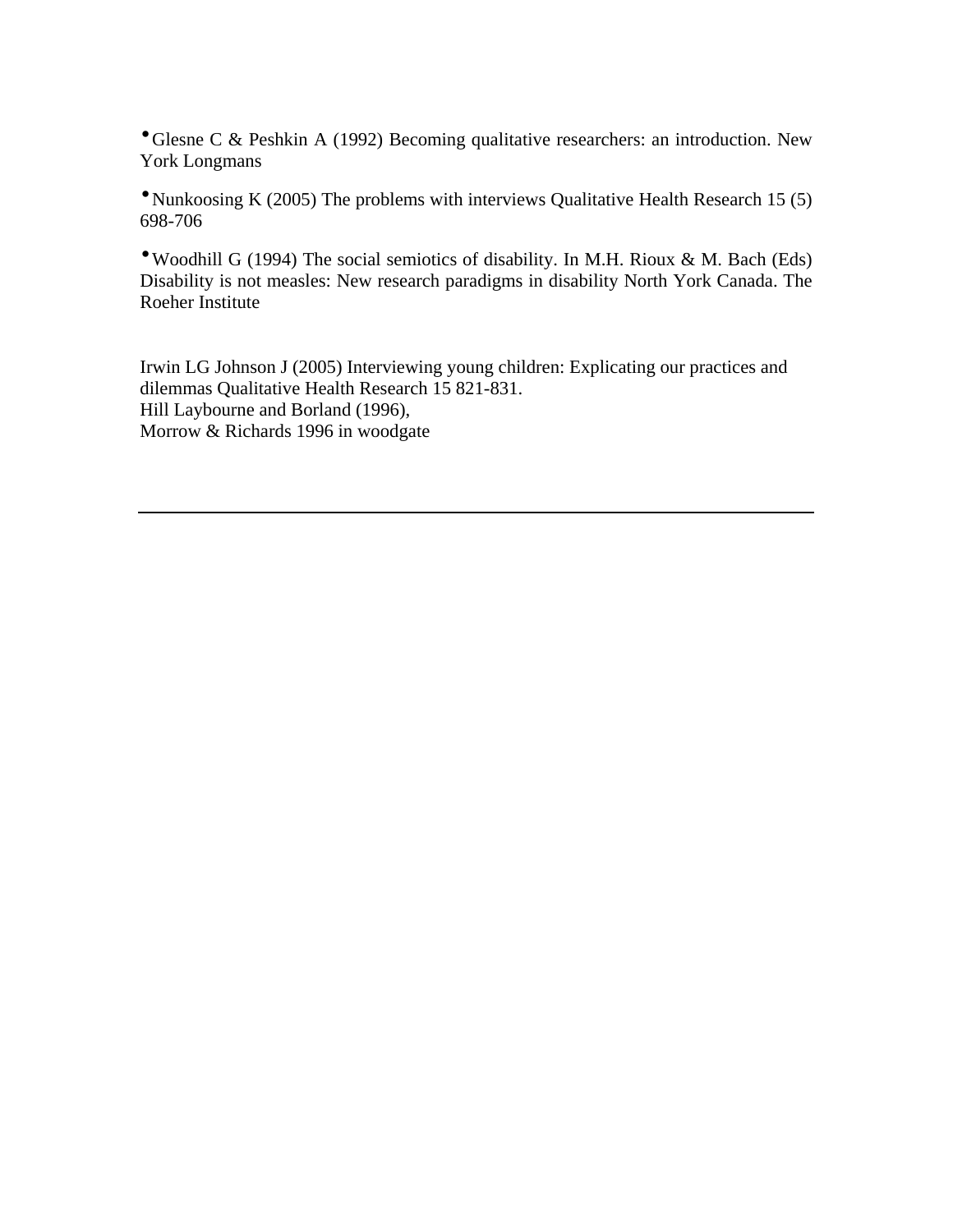- Glesne C & Peshkin A (1992) Becoming qualitative researchers: an introduction. New York Longmans

- Nunkoosing K (2005) The problems with interviews Qualitative Health Research 15 (5) 698-706

- Woodhill G (1994) The social semiotics of disability. In M.H. Rioux & M. Bach (Eds) Disability is not measles: New research paradigms in disability North York Canada. The Roeher Institute

Irwin LG Johnson J (2005) Interviewing young children: Explicating our practices and dilemmas Qualitative Health Research 15 821-831.
Hill Laybourne and Borland (1996),
Morrow & Richards 1996 in woodgate

---